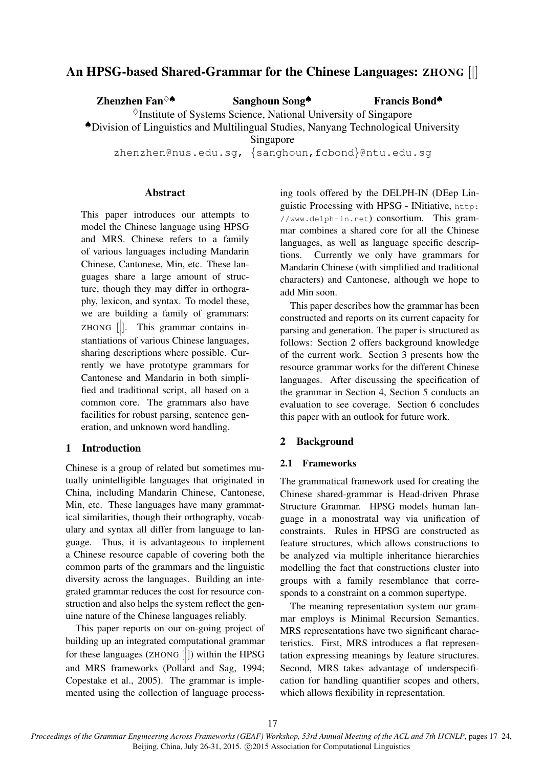# An HPSG-based Shared-Grammar for the Chinese Languages: ZHONG [|]

**Zhenzhen Fan**[♢♠] **Sanghoun Song**[♠] **Francis Bond**[♠]

[♢]Institute of Systems Science, National University of Singapore

[♠]Division of Linguistics and Multilingual Studies, Nanyang Technological University Singapore

zhenzhen@nus.edu.sg, {sanghoun,fcbond}@ntu.edu.sg

## Abstract

This paper introduces our attempts to model the Chinese language using HPSG and MRS. Chinese refers to a family of various languages including Mandarin Chinese, Cantonese, Min, etc. These languages share a large amount of structure, though they may differ in orthography, lexicon, and syntax. To model these, we are building a family of grammars: ZHONG [|]. This grammar contains instantiations of various Chinese languages, sharing descriptions where possible. Currently we have prototype grammars for Cantonese and Mandarin in both simplified and traditional script, all based on a common core. The grammars also have facilities for robust parsing, sentence generation, and unknown word handling.

## 1 Introduction

Chinese is a group of related but sometimes mutually unintelligible languages that originated in China, including Mandarin Chinese, Cantonese, Min, etc. These languages have many grammatical similarities, though their orthography, vocabulary and syntax all differ from language to language. Thus, it is advantageous to implement a Chinese resource capable of covering both the common parts of the grammars and the linguistic diversity across the languages. Building an integrated grammar reduces the cost for resource construction and also helps the system reflect the genuine nature of the Chinese languages reliably.

This paper reports on our on-going project of building up an integrated computational grammar for these languages (ZHONG [|]) within the HPSG and MRS frameworks (Pollard and Sag, 1994; Copestake et al., 2005). The grammar is implemented using the collection of language processing tools offered by the DELPH-IN (DEep Linguistic Processing with HPSG - INitiative, http://www.delph-in.net) consortium. This grammar combines a shared core for all the Chinese languages, as well as language specific descriptions. Currently we only have grammars for Mandarin Chinese (with simplified and traditional characters) and Cantonese, although we hope to add Min soon.

This paper describes how the grammar has been constructed and reports on its current capacity for parsing and generation. The paper is structured as follows: Section 2 offers background knowledge of the current work. Section 3 presents how the resource grammar works for the different Chinese languages. After discussing the specification of the grammar in Section 4, Section 5 conducts an evaluation to see coverage. Section 6 concludes this paper with an outlook for future work.

## 2 Background

### 2.1 Frameworks

The grammatical framework used for creating the Chinese shared-grammar is Head-driven Phrase Structure Grammar. HPSG models human language in a monostratal way via unification of constraints. Rules in HPSG are constructed as feature structures, which allows constructions to be analyzed via multiple inheritance hierarchies modelling the fact that constructions cluster into groups with a family resemblance that corresponds to a constraint on a common supertype.

The meaning representation system our grammar employs is Minimal Recursion Semantics. MRS representations have two significant characteristics. First, MRS introduces a flat representation expressing meanings by feature structures. Second, MRS takes advantage of underspecification for handling quantifier scopes and others, which allows flexibility in representation.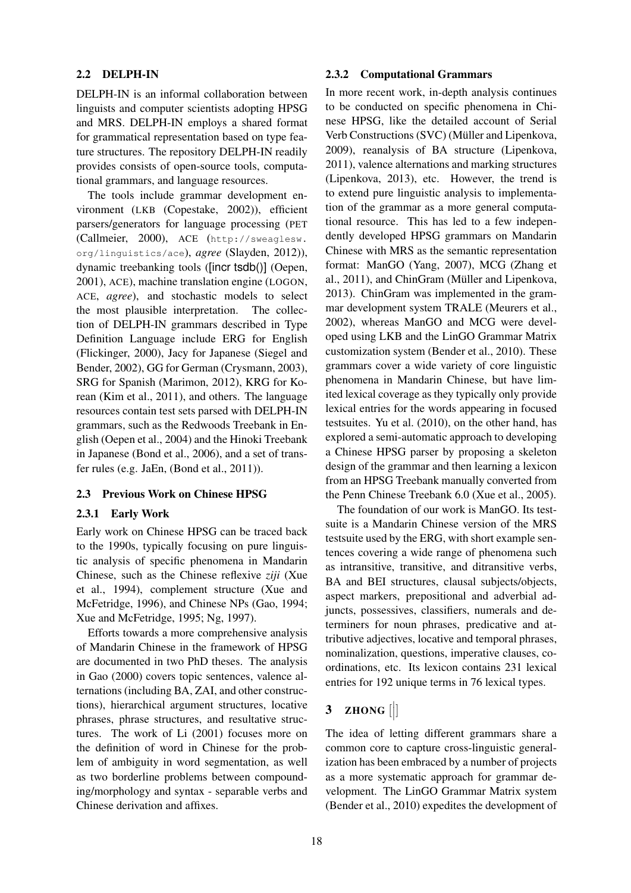### 2.2 DELPH-IN

DELPH-IN is an informal collaboration between linguists and computer scientists adopting HPSG and MRS. DELPH-IN employs a shared format for grammatical representation based on type feature structures. The repository DELPH-IN readily provides consists of open-source tools, computational grammars, and language resources.

The tools include grammar development environment (LKB (Copestake, 2002)), efficient parsers/generators for language processing (PET (Callmeier, 2000), ACE (http://sweaglesw.org/linguistics/ace), *agree* (Slayden, 2012)), dynamic treebanking tools ([incr tsdb()] (Oepen, 2001), ACE), machine translation engine (LOGON, ACE, *agree*), and stochastic models to select the most plausible interpretation. The collection of DELPH-IN grammars described in Type Definition Language include ERG for English (Flickinger, 2000), Jacy for Japanese (Siegel and Bender, 2002), GG for German (Crysmann, 2003), SRG for Spanish (Marimon, 2012), KRG for Korean (Kim et al., 2011), and others. The language resources contain test sets parsed with DELPH-IN grammars, such as the Redwoods Treebank in English (Oepen et al., 2004) and the Hinoki Treebank in Japanese (Bond et al., 2006), and a set of transfer rules (e.g. JaEn, (Bond et al., 2011)).

### 2.3 Previous Work on Chinese HPSG

#### 2.3.1 Early Work

Early work on Chinese HPSG can be traced back to the 1990s, typically focusing on pure linguistic analysis of specific phenomena in Mandarin Chinese, such as the Chinese reflexive *ziji* (Xue et al., 1994), complement structure (Xue and McFetridge, 1996), and Chinese NPs (Gao, 1994; Xue and McFetridge, 1995; Ng, 1997).

Efforts towards a more comprehensive analysis of Mandarin Chinese in the framework of HPSG are documented in two PhD theses. The analysis in Gao (2000) covers topic sentences, valence alternations (including BA, ZAI, and other constructions), hierarchical argument structures, locative phrases, phrase structures, and resultative structures. The work of Li (2001) focuses more on the definition of word in Chinese for the problem of ambiguity in word segmentation, as well as two borderline problems between compounding/morphology and syntax - separable verbs and Chinese derivation and affixes.

#### 2.3.2 Computational Grammars

In more recent work, in-depth analysis continues to be conducted on specific phenomena in Chinese HPSG, like the detailed account of Serial Verb Constructions (SVC) (Müller and Lipenkova, 2009), reanalysis of BA structure (Lipenkova, 2011), valence alternations and marking structures (Lipenkova, 2013), etc. However, the trend is to extend pure linguistic analysis to implementation of the grammar as a more general computational resource. This has led to a few independently developed HPSG grammars on Mandarin Chinese with MRS as the semantic representation format: ManGO (Yang, 2007), MCG (Zhang et al., 2011), and ChinGram (Müller and Lipenkova, 2013). ChinGram was implemented in the grammar development system TRALE (Meurers et al., 2002), whereas ManGO and MCG were developed using LKB and the LinGO Grammar Matrix customization system (Bender et al., 2010). These grammars cover a wide variety of core linguistic phenomena in Mandarin Chinese, but have limited lexical coverage as they typically only provide lexical entries for the words appearing in focused testsuites. Yu et al. (2010), on the other hand, has explored a semi-automatic approach to developing a Chinese HPSG parser by proposing a skeleton design of the grammar and then learning a lexicon from an HPSG Treebank manually converted from the Penn Chinese Treebank 6.0 (Xue et al., 2005).

The foundation of our work is ManGO. Its testsuite is a Mandarin Chinese version of the MRS testsuite used by the ERG, with short example sentences covering a wide range of phenomena such as intransitive, transitive, and ditransitive verbs, BA and BEI structures, clausal subjects/objects, aspect markers, prepositional and adverbial adjuncts, possessives, classifiers, numerals and determiners for noun phrases, predicative and attributive adjectives, locative and temporal phrases, nominalization, questions, imperative clauses, coordinations, etc. Its lexicon contains 231 lexical entries for 192 unique terms in 76 lexical types.

## 3 ZHONG [|]

The idea of letting different grammars share a common core to capture cross-linguistic generalization has been embraced by a number of projects as a more systematic approach for grammar development. The LinGO Grammar Matrix system (Bender et al., 2010) expedites the development of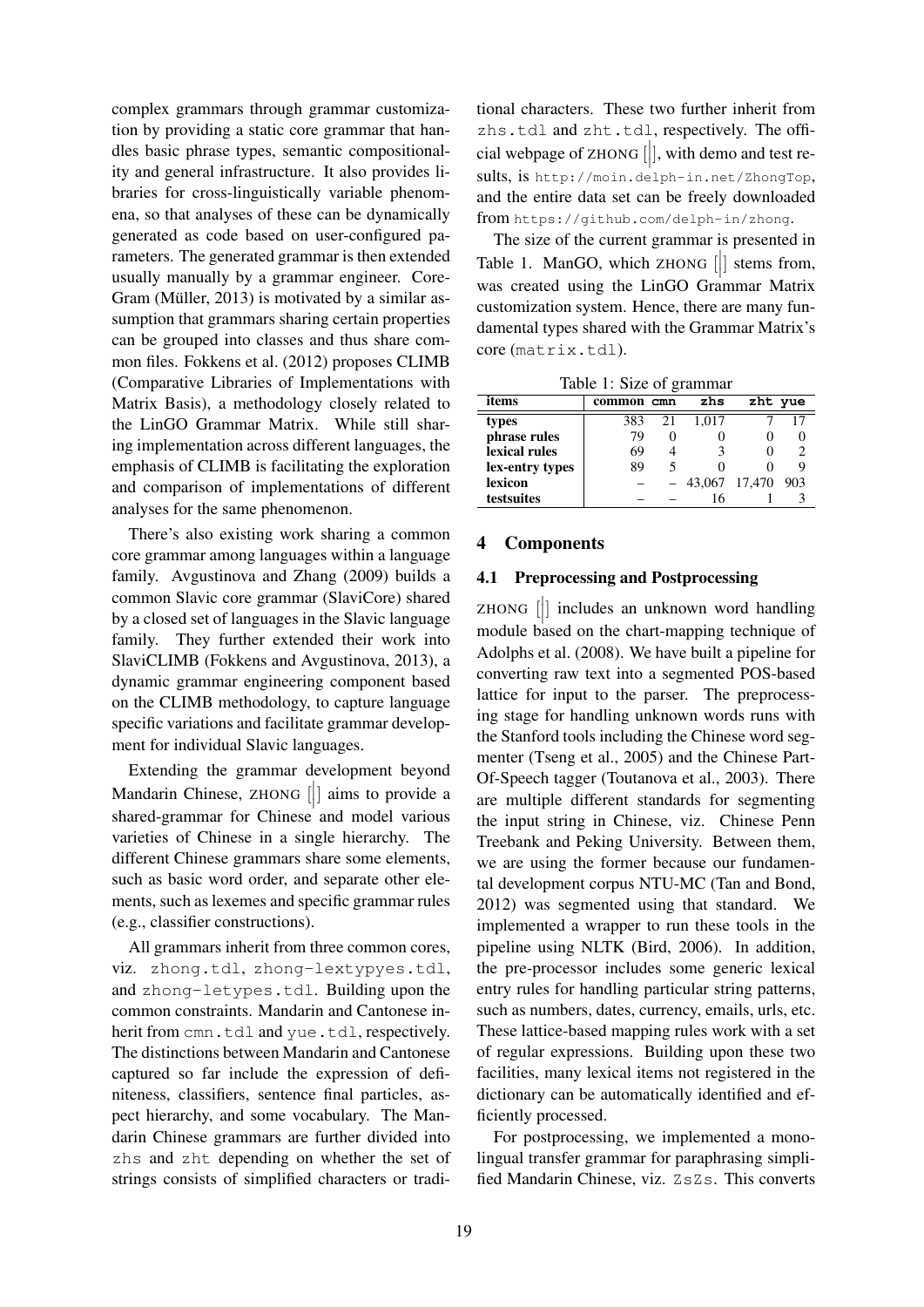complex grammars through grammar customization by providing a static core grammar that handles basic phrase types, semantic compositionality and general infrastructure. It also provides libraries for cross-linguistically variable phenomena, so that analyses of these can be dynamically generated as code based on user-configured parameters. The generated grammar is then extended usually manually by a grammar engineer. CoreGram (Müller, 2013) is motivated by a similar assumption that grammars sharing certain properties can be grouped into classes and thus share common files. Fokkens et al. (2012) proposes CLIMB (Comparative Libraries of Implementations with Matrix Basis), a methodology closely related to the LinGO Grammar Matrix. While still sharing implementation across different languages, the emphasis of CLIMB is facilitating the exploration and comparison of implementations of different analyses for the same phenomenon.

There's also existing work sharing a common core grammar among languages within a language family. Avgustinova and Zhang (2009) builds a common Slavic core grammar (SlaviCore) shared by a closed set of languages in the Slavic language family. They further extended their work into SlaviCLIMB (Fokkens and Avgustinova, 2013), a dynamic grammar engineering component based on the CLIMB methodology, to capture language specific variations and facilitate grammar development for individual Slavic languages.

Extending the grammar development beyond Mandarin Chinese, ZHONG [|] aims to provide a shared-grammar for Chinese and model various varieties of Chinese in a single hierarchy. The different Chinese grammars share some elements, such as basic word order, and separate other elements, such as lexemes and specific grammar rules (e.g., classifier constructions).

All grammars inherit from three common cores, viz. `zhong.tdl`, `zhong-lextypyes.tdl`, and `zhong-letypes.tdl`. Building upon the common constraints. Mandarin and Cantonese inherit from `cmn.tdl` and `yue.tdl`, respectively. The distinctions between Mandarin and Cantonese captured so far include the expression of definiteness, classifiers, sentence final particles, aspect hierarchy, and some vocabulary. The Mandarin Chinese grammars are further divided into `zhs` and `zht` depending on whether the set of strings consists of simplified characters or traditional characters. These two further inherit from `zhs.tdl` and `zht.tdl`, respectively. The official webpage of ZHONG [|], with demo and test results, is `http://moin.delph-in.net/ZhongTop`, and the entire data set can be freely downloaded from `https://github.com/delph-in/zhong`.

The size of the current grammar is presented in Table 1. ManGO, which ZHONG [|] stems from, was created using the LinGO Grammar Matrix customization system. Hence, there are many fundamental types shared with the Grammar Matrix's core (`matrix.tdl`).

Table 1: Size of grammar

| items | common | cmn | zhs | zht | yue |
|---|---|---|---|---|---|
| **types** | 383 | 21 | 1,017 | 7 | 17 |
| **phrase rules** | 79 | 0 | 0 | 0 | 0 |
| **lexical rules** | 69 | 4 | 3 | 0 | 2 |
| **lex-entry types** | 89 | 5 | 0 | 0 | 9 |
| **lexicon** | – | – | 43,067 | 17,470 | 903 |
| **testsuites** | – | – | 16 | 1 | 3 |

## 4 Components

### 4.1 Preprocessing and Postprocessing

ZHONG [|] includes an unknown word handling module based on the chart-mapping technique of Adolphs et al. (2008). We have built a pipeline for converting raw text into a segmented POS-based lattice for input to the parser. The preprocessing stage for handling unknown words runs with the Stanford tools including the Chinese word segmenter (Tseng et al., 2005) and the Chinese Part-Of-Speech tagger (Toutanova et al., 2003). There are multiple different standards for segmenting the input string in Chinese, viz. Chinese Penn Treebank and Peking University. Between them, we are using the former because our fundamental development corpus NTU-MC (Tan and Bond, 2012) was segmented using that standard. We implemented a wrapper to run these tools in the pipeline using NLTK (Bird, 2006). In addition, the pre-processor includes some generic lexical entry rules for handling particular string patterns, such as numbers, dates, currency, emails, urls, etc. These lattice-based mapping rules work with a set of regular expressions. Building upon these two facilities, many lexical items not registered in the dictionary can be automatically identified and efficiently processed.

For postprocessing, we implemented a monolingual transfer grammar for paraphrasing simplified Mandarin Chinese, viz. `ZsZs`. This converts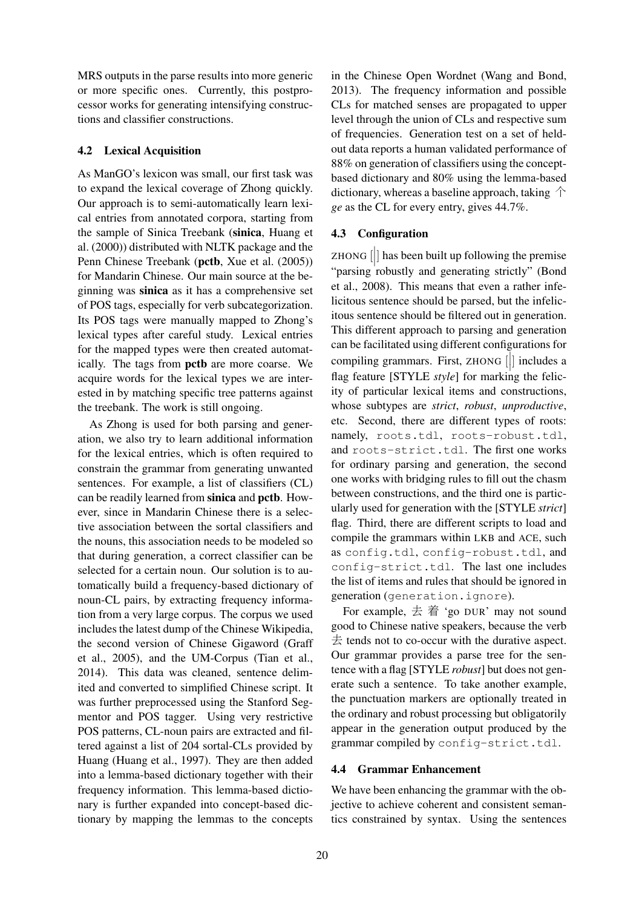MRS outputs in the parse results into more generic or more specific ones. Currently, this postprocessor works for generating intensifying constructions and classifier constructions.

### 4.2 Lexical Acquisition

As ManGO's lexicon was small, our first task was to expand the lexical coverage of Zhong quickly. Our approach is to semi-automatically learn lexical entries from annotated corpora, starting from the sample of Sinica Treebank (**sinica**, Huang et al. (2000)) distributed with NLTK package and the Penn Chinese Treebank (**pctb**, Xue et al. (2005)) for Mandarin Chinese. Our main source at the beginning was **sinica** as it has a comprehensive set of POS tags, especially for verb subcategorization. Its POS tags were manually mapped to Zhong's lexical types after careful study. Lexical entries for the mapped types were then created automatically. The tags from **pctb** are more coarse. We acquire words for the lexical types we are interested in by matching specific tree patterns against the treebank. The work is still ongoing.

As Zhong is used for both parsing and generation, we also try to learn additional information for the lexical entries, which is often required to constrain the grammar from generating unwanted sentences. For example, a list of classifiers (CL) can be readily learned from **sinica** and **pctb**. However, since in Mandarin Chinese there is a selective association between the sortal classifiers and the nouns, this association needs to be modeled so that during generation, a correct classifier can be selected for a certain noun. Our solution is to automatically build a frequency-based dictionary of noun-CL pairs, by extracting frequency information from a very large corpus. The corpus we used includes the latest dump of the Chinese Wikipedia, the second version of Chinese Gigaword (Graff et al., 2005), and the UM-Corpus (Tian et al., 2014). This data was cleaned, sentence delimited and converted to simplified Chinese script. It was further preprocessed using the Stanford Segmentor and POS tagger. Using very restrictive POS patterns, CL-noun pairs are extracted and filtered against a list of 204 sortal-CLs provided by Huang (Huang et al., 1997). They are then added into a lemma-based dictionary together with their frequency information. This lemma-based dictionary is further expanded into concept-based dictionary by mapping the lemmas to the concepts in the Chinese Open Wordnet (Wang and Bond, 2013). The frequency information and possible CLs for matched senses are propagated to upper level through the union of CLs and respective sum of frequencies. Generation test on a set of held-out data reports a human validated performance of 88% on generation of classifiers using the concept-based dictionary and 80% using the lemma-based dictionary, whereas a baseline approach, taking 个 *ge* as the CL for every entry, gives 44.7%.

### 4.3 Configuration

ZHONG [|] has been built up following the premise "parsing robustly and generating strictly" (Bond et al., 2008). This means that even a rather infelicitous sentence should be parsed, but the infelicitous sentence should be filtered out in generation. This different approach to parsing and generation can be facilitated using different configurations for compiling grammars. First, ZHONG [|] includes a flag feature [STYLE *style*] for marking the felicity of particular lexical items and constructions, whose subtypes are *strict*, *robust*, *unproductive*, etc. Second, there are different types of roots: namely, `roots.tdl`, `roots-robust.tdl`, and `roots-strict.tdl`. The first one works for ordinary parsing and generation, the second one works with bridging rules to fill out the chasm between constructions, and the third one is particularly used for generation with the [STYLE *strict*] flag. Third, there are different scripts to load and compile the grammars within LKB and ACE, such as `config.tdl`, `config-robust.tdl`, and `config-strict.tdl`. The last one includes the list of items and rules that should be ignored in generation (`generation.ignore`).

For example, 去 着 'go DUR' may not sound good to Chinese native speakers, because the verb 去 tends not to co-occur with the durative aspect. Our grammar provides a parse tree for the sentence with a flag [STYLE *robust*] but does not generate such a sentence. To take another example, the punctuation markers are optionally treated in the ordinary and robust processing but obligatorily appear in the generation output produced by the grammar compiled by `config-strict.tdl`.

### 4.4 Grammar Enhancement

We have been enhancing the grammar with the objective to achieve coherent and consistent semantics constrained by syntax. Using the sentences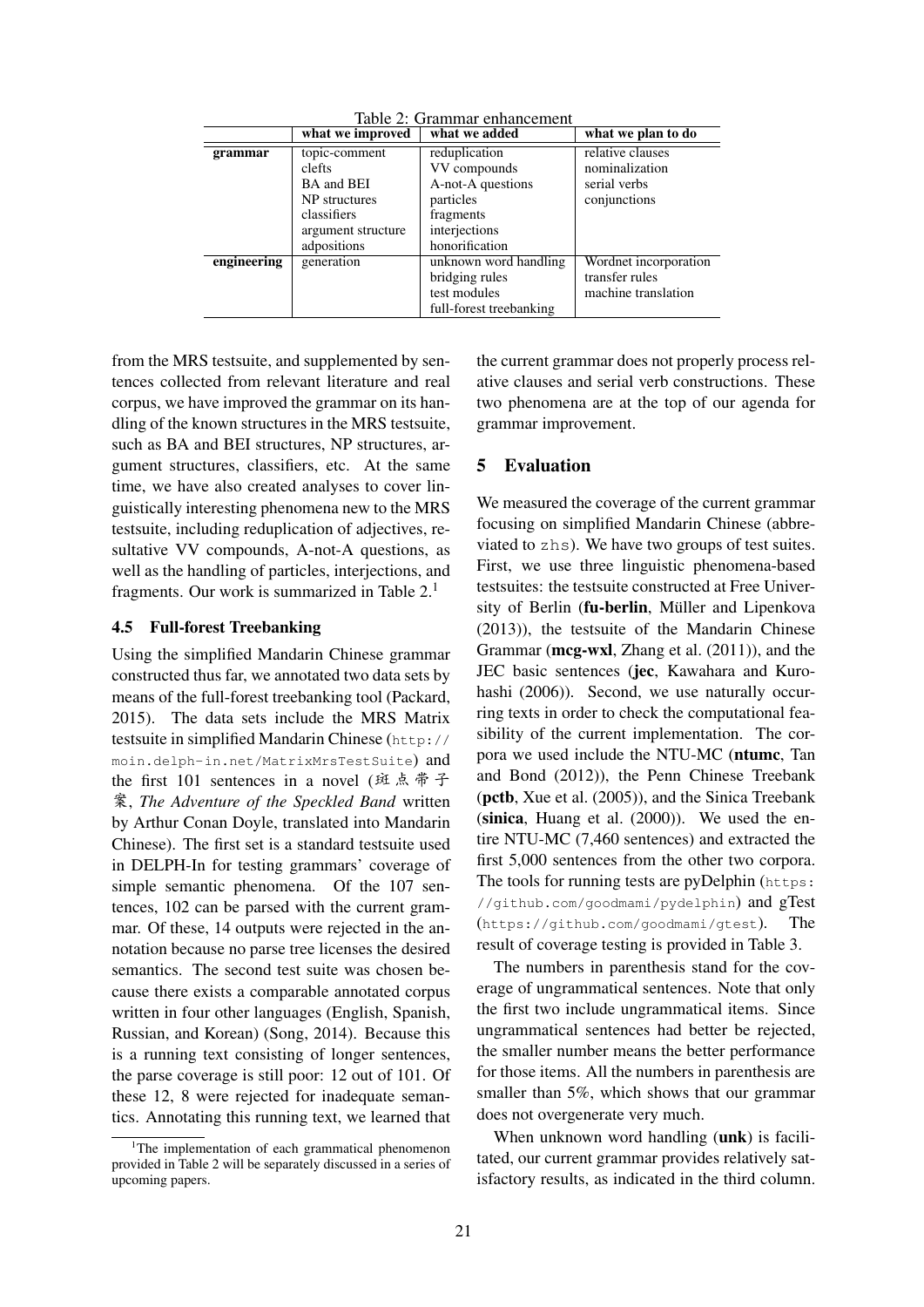Table 2: Grammar enhancement

| | what we improved | what we added | what we plan to do |
|---|---|---|---|
| **grammar** | topic-comment | reduplication | relative clauses |
| | clefts | VV compounds | nominalization |
| | BA and BEI | A-not-A questions | serial verbs |
| | NP structures | particles | conjunctions |
| | classifiers | fragments | |
| | argument structure | interjections | |
| | adpositions | honorification | |
| **engineering** | generation | unknown word handling | Wordnet incorporation |
| | | bridging rules | transfer rules |
| | | test modules | machine translation |
| | | full-forest treebanking | |

from the MRS testsuite, and supplemented by sentences collected from relevant literature and real corpus, we have improved the grammar on its handling of the known structures in the MRS testsuite, such as BA and BEI structures, NP structures, argument structures, classifiers, etc. At the same time, we have also created analyses to cover linguistically interesting phenomena new to the MRS testsuite, including reduplication of adjectives, resultative VV compounds, A-not-A questions, as well as the handling of particles, interjections, and fragments. Our work is summarized in Table 2.[1]

### 4.5 Full-forest Treebanking

Using the simplified Mandarin Chinese grammar constructed thus far, we annotated two data sets by means of the full-forest treebanking tool (Packard, 2015). The data sets include the MRS Matrix testsuite in simplified Mandarin Chinese (`http://moin.delph-in.net/MatrixMrsTestSuite`) and the first 101 sentences in a novel (斑点带子案, *The Adventure of the Speckled Band* written by Arthur Conan Doyle, translated into Mandarin Chinese). The first set is a standard testsuite used in DELPH-In for testing grammars' coverage of simple semantic phenomena. Of the 107 sentences, 102 can be parsed with the current grammar. Of these, 14 outputs were rejected in the annotation because no parse tree licenses the desired semantics. The second test suite was chosen because there exists a comparable annotated corpus written in four other languages (English, Spanish, Russian, and Korean) (Song, 2014). Because this is a running text consisting of longer sentences, the parse coverage is still poor: 12 out of 101. Of these 12, 8 were rejected for inadequate semantics. Annotating this running text, we learned that the current grammar does not properly process relative clauses and serial verb constructions. These two phenomena are at the top of our agenda for grammar improvement.

## 5 Evaluation

We measured the coverage of the current grammar focusing on simplified Mandarin Chinese (abbreviated to `zhs`). We have two groups of test suites. First, we use three linguistic phenomena-based testsuites: the testsuite constructed at Free University of Berlin (**fu-berlin**, Müller and Lipenkova (2013)), the testsuite of the Mandarin Chinese Grammar (**mcg-wxl**, Zhang et al. (2011)), and the JEC basic sentences (**jec**, Kawahara and Kurohashi (2006)). Second, we use naturally occurring texts in order to check the computational feasibility of the current implementation. The corpora we used include the NTU-MC (**ntumc**, Tan and Bond (2012)), the Penn Chinese Treebank (**pctb**, Xue et al. (2005)), and the Sinica Treebank (**sinica**, Huang et al. (2000)). We used the entire NTU-MC (7,460 sentences) and extracted the first 5,000 sentences from the other two corpora. The tools for running tests are pyDelphin (`https://github.com/goodmami/pydelphin`) and gTest (`https://github.com/goodmami/gtest`). The result of coverage testing is provided in Table 3.

The numbers in parenthesis stand for the coverage of ungrammatical sentences. Note that only the first two include ungrammatical items. Since ungrammatical sentences had better be rejected, the smaller number means the better performance for those items. All the numbers in parenthesis are smaller than 5%, which shows that our grammar does not overgenerate very much.

When unknown word handling (**unk**) is facilitated, our current grammar provides relatively satisfactory results, as indicated in the third column.

[1] The implementation of each grammatical phenomenon provided in Table 2 will be separately discussed in a series of upcoming papers.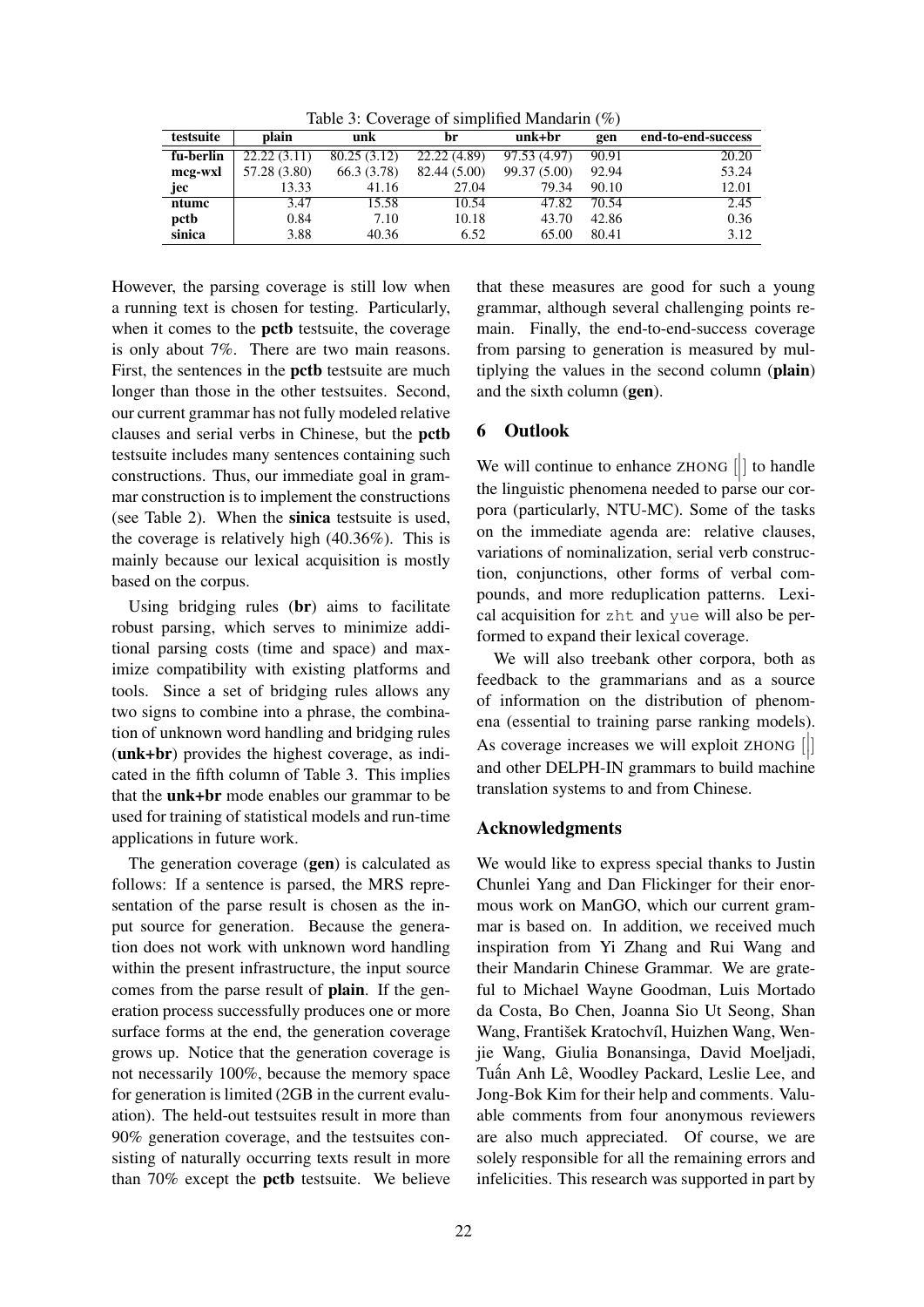Table 3: Coverage of simplified Mandarin (%)

| testsuite | plain | unk | br | unk+br | gen | end-to-end-success |
|---|---|---|---|---|---|---|
| **fu-berlin** | 22.22 (3.11) | 80.25 (3.12) | 22.22 (4.89) | 97.53 (4.97) | 90.91 | 20.20 |
| **mcg-wxl** | 57.28 (3.80) | 66.3 (3.78) | 82.44 (5.00) | 99.37 (5.00) | 92.94 | 53.24 |
| **jec** | 13.33 | 41.16 | 27.04 | 79.34 | 90.10 | 12.01 |
| **ntumc** | 3.47 | 15.58 | 10.54 | 47.82 | 70.54 | 2.45 |
| **pctb** | 0.84 | 7.10 | 10.18 | 43.70 | 42.86 | 0.36 |
| **sinica** | 3.88 | 40.36 | 6.52 | 65.00 | 80.41 | 3.12 |

However, the parsing coverage is still low when a running text is chosen for testing. Particularly, when it comes to the **pctb** testsuite, the coverage is only about 7%. There are two main reasons. First, the sentences in the **pctb** testsuite are much longer than those in the other testsuites. Second, our current grammar has not fully modeled relative clauses and serial verbs in Chinese, but the **pctb** testsuite includes many sentences containing such constructions. Thus, our immediate goal in grammar construction is to implement the constructions (see Table 2). When the **sinica** testsuite is used, the coverage is relatively high (40.36%). This is mainly because our lexical acquisition is mostly based on the corpus.

Using bridging rules (**br**) aims to facilitate robust parsing, which serves to minimize additional parsing costs (time and space) and maximize compatibility with existing platforms and tools. Since a set of bridging rules allows any two signs to combine into a phrase, the combination of unknown word handling and bridging rules (**unk+br**) provides the highest coverage, as indicated in the fifth column of Table 3. This implies that the **unk+br** mode enables our grammar to be used for training of statistical models and run-time applications in future work.

The generation coverage (**gen**) is calculated as follows: If a sentence is parsed, the MRS representation of the parse result is chosen as the input source for generation. Because the generation does not work with unknown word handling within the present infrastructure, the input source comes from the parse result of **plain**. If the generation process successfully produces one or more surface forms at the end, the generation coverage grows up. Notice that the generation coverage is not necessarily 100%, because the memory space for generation is limited (2GB in the current evaluation). The held-out testsuites result in more than 90% generation coverage, and the testsuites consisting of naturally occurring texts result in more than 70% except the **pctb** testsuite. We believe that these measures are good for such a young grammar, although several challenging points remain. Finally, the end-to-end-success coverage from parsing to generation is measured by multiplying the values in the second column (**plain**) and the sixth column (**gen**).

## 6 Outlook

We will continue to enhance ZHONG [|] to handle the linguistic phenomena needed to parse our corpora (particularly, NTU-MC). Some of the tasks on the immediate agenda are: relative clauses, variations of nominalization, serial verb construction, conjunctions, other forms of verbal compounds, and more reduplication patterns. Lexical acquisition for `zht` and `yue` will also be performed to expand their lexical coverage.

We will also treebank other corpora, both as feedback to the grammarians and as a source of information on the distribution of phenomena (essential to training parse ranking models). As coverage increases we will exploit ZHONG [|] and other DELPH-IN grammars to build machine translation systems to and from Chinese.

## Acknowledgments

We would like to express special thanks to Justin Chunlei Yang and Dan Flickinger for their enormous work on ManGO, which our current grammar is based on. In addition, we received much inspiration from Yi Zhang and Rui Wang and their Mandarin Chinese Grammar. We are grateful to Michael Wayne Goodman, Luis Mortado da Costa, Bo Chen, Joanna Sio Ut Seong, Shan Wang, František Kratochvíl, Huizhen Wang, Wenjie Wang, Giulia Bonansinga, David Moeljadi, Tuấn Anh Lê, Woodley Packard, Leslie Lee, and Jong-Bok Kim for their help and comments. Valuable comments from four anonymous reviewers are also much appreciated. Of course, we are solely responsible for all the remaining errors and infelicities. This research was supported in part by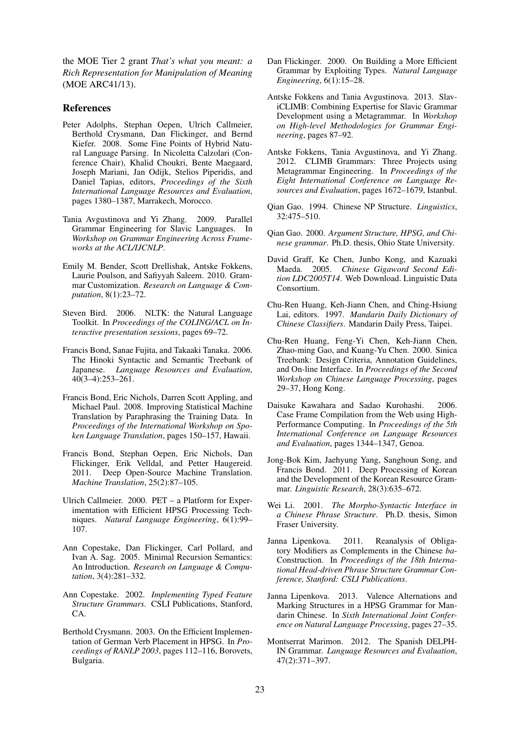the MOE Tier 2 grant *That's what you meant: a Rich Representation for Manipulation of Meaning* (MOE ARC41/13).

## References

Peter Adolphs, Stephan Oepen, Ulrich Callmeier, Berthold Crysmann, Dan Flickinger, and Bernd Kiefer. 2008. Some Fine Points of Hybrid Natural Language Parsing. In Nicoletta Calzolari (Conference Chair), Khalid Choukri, Bente Maegaard, Joseph Mariani, Jan Odijk, Stelios Piperidis, and Daniel Tapias, editors, *Proceedings of the Sixth International Language Resources and Evaluation*, pages 1380–1387, Marrakech, Morocco.

Tania Avgustinova and Yi Zhang. 2009. Parallel Grammar Engineering for Slavic Languages. In *Workshop on Grammar Engineering Across Frameworks at the ACL/IJCNLP*.

Emily M. Bender, Scott Drellishak, Antske Fokkens, Laurie Poulson, and Safiyyah Saleem. 2010. Grammar Customization. *Research on Language & Computation*, 8(1):23–72.

Steven Bird. 2006. NLTK: the Natural Language Toolkit. In *Proceedings of the COLING/ACL on Interactive presentation sessions*, pages 69–72.

Francis Bond, Sanae Fujita, and Takaaki Tanaka. 2006. The Hinoki Syntactic and Semantic Treebank of Japanese. *Language Resources and Evaluation*, 40(3–4):253–261.

Francis Bond, Eric Nichols, Darren Scott Appling, and Michael Paul. 2008. Improving Statistical Machine Translation by Paraphrasing the Training Data. In *Proceedings of the International Workshop on Spoken Language Translation*, pages 150–157, Hawaii.

Francis Bond, Stephan Oepen, Eric Nichols, Dan Flickinger, Erik Velldal, and Petter Haugereid. 2011. Deep Open-Source Machine Translation. *Machine Translation*, 25(2):87–105.

Ulrich Callmeier. 2000. PET – a Platform for Experimentation with Efficient HPSG Processing Techniques. *Natural Language Engineering*, 6(1):99–107.

Ann Copestake, Dan Flickinger, Carl Pollard, and Ivan A. Sag. 2005. Minimal Recursion Semantics: An Introduction. *Research on Language & Computation*, 3(4):281–332.

Ann Copestake. 2002. *Implementing Typed Feature Structure Grammars*. CSLI Publications, Stanford, CA.

Berthold Crysmann. 2003. On the Efficient Implementation of German Verb Placement in HPSG. In *Proceedings of RANLP 2003*, pages 112–116, Borovets, Bulgaria.

Dan Flickinger. 2000. On Building a More Efficient Grammar by Exploiting Types. *Natural Language Engineering*, 6(1):15–28.

Antske Fokkens and Tania Avgustinova. 2013. SlaviCLIMB: Combining Expertise for Slavic Grammar Development using a Metagrammar. In *Workshop on High-level Methodologies for Grammar Engineering*, pages 87–92.

Antske Fokkens, Tania Avgustinova, and Yi Zhang. 2012. CLIMB Grammars: Three Projects using Metagrammar Engineering. In *Proceedings of the Eight International Conference on Language Resources and Evaluation*, pages 1672–1679, Istanbul.

Qian Gao. 1994. Chinese NP Structure. *Linguistics*, 32:475–510.

Qian Gao. 2000. *Argument Structure, HPSG, and Chinese grammar*. Ph.D. thesis, Ohio State University.

David Graff, Ke Chen, Junbo Kong, and Kazuaki Maeda. 2005. *Chinese Gigaword Second Edition LDC2005T14*. Web Download. Linguistic Data Consortium.

Chu-Ren Huang, Keh-Jiann Chen, and Ching-Hsiung Lai, editors. 1997. *Mandarin Daily Dictionary of Chinese Classifiers*. Mandarin Daily Press, Taipei.

Chu-Ren Huang, Feng-Yi Chen, Keh-Jiann Chen, Zhao-ming Gao, and Kuang-Yu Chen. 2000. Sinica Treebank: Design Criteria, Annotation Guidelines, and On-line Interface. In *Proceedings of the Second Workshop on Chinese Language Processing*, pages 29–37, Hong Kong.

Daisuke Kawahara and Sadao Kurohashi. 2006. Case Frame Compilation from the Web using High-Performance Computing. In *Proceedings of the 5th International Conference on Language Resources and Evaluation*, pages 1344–1347, Genoa.

Jong-Bok Kim, Jaehyung Yang, Sanghoun Song, and Francis Bond. 2011. Deep Processing of Korean and the Development of the Korean Resource Grammar. *Linguistic Research*, 28(3):635–672.

Wei Li. 2001. *The Morpho-Syntactic Interface in a Chinese Phrase Structure*. Ph.D. thesis, Simon Fraser University.

Janna Lipenkova. 2011. Reanalysis of Obligatory Modifiers as Complements in the Chinese *ba*-Construction. In *Proceedings of the 18th International Head-driven Phrase Structure Grammar Conference, Stanford: CSLI Publications*.

Janna Lipenkova. 2013. Valence Alternations and Marking Structures in a HPSG Grammar for Mandarin Chinese. In *Sixth International Joint Conference on Natural Language Processing*, pages 27–35.

Montserrat Marimon. 2012. The Spanish DELPH-IN Grammar. *Language Resources and Evaluation*, 47(2):371–397.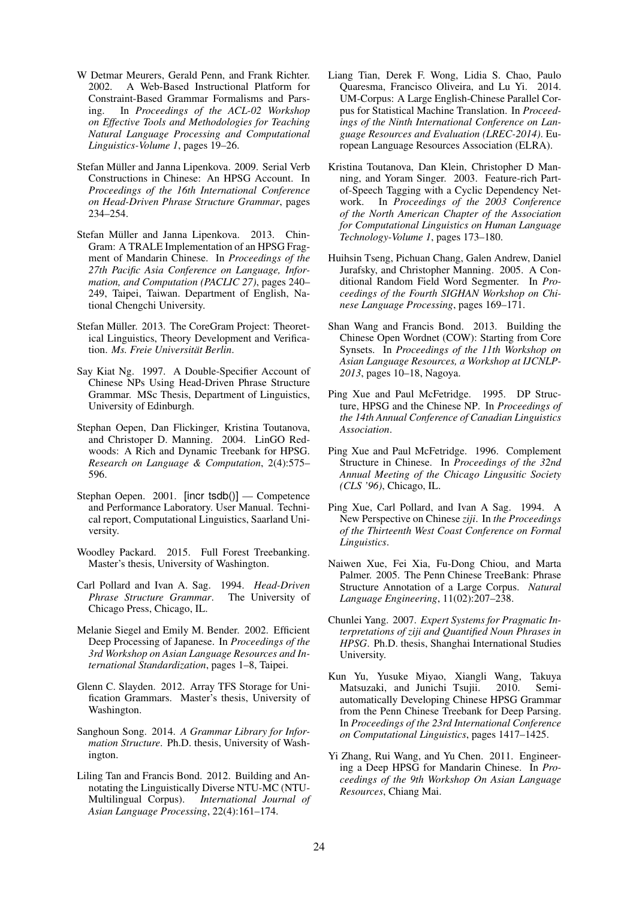W Detmar Meurers, Gerald Penn, and Frank Richter. 2002. A Web-Based Instructional Platform for Constraint-Based Grammar Formalisms and Parsing. In *Proceedings of the ACL-02 Workshop on Effective Tools and Methodologies for Teaching Natural Language Processing and Computational Linguistics-Volume 1*, pages 19–26.

Stefan Müller and Janna Lipenkova. 2009. Serial Verb Constructions in Chinese: An HPSG Account. In *Proceedings of the 16th International Conference on Head-Driven Phrase Structure Grammar*, pages 234–254.

Stefan Müller and Janna Lipenkova. 2013. ChinGram: A TRALE Implementation of an HPSG Fragment of Mandarin Chinese. In *Proceedings of the 27th Pacific Asia Conference on Language, Information, and Computation (PACLIC 27)*, pages 240–249, Taipei, Taiwan. Department of English, National Chengchi University.

Stefan Müller. 2013. The CoreGram Project: Theoretical Linguistics, Theory Development and Verification. *Ms. Freie Universität Berlin*.

Say Kiat Ng. 1997. A Double-Specifier Account of Chinese NPs Using Head-Driven Phrase Structure Grammar. MSc Thesis, Department of Linguistics, University of Edinburgh.

Stephan Oepen, Dan Flickinger, Kristina Toutanova, and Christoper D. Manning. 2004. LinGO Redwoods: A Rich and Dynamic Treebank for HPSG. *Research on Language & Computation*, 2(4):575–596.

Stephan Oepen. 2001. [incr tsdb()] — Competence and Performance Laboratory. User Manual. Technical report, Computational Linguistics, Saarland University.

Woodley Packard. 2015. Full Forest Treebanking. Master's thesis, University of Washington.

Carl Pollard and Ivan A. Sag. 1994. *Head-Driven Phrase Structure Grammar*. The University of Chicago Press, Chicago, IL.

Melanie Siegel and Emily M. Bender. 2002. Efficient Deep Processing of Japanese. In *Proceedings of the 3rd Workshop on Asian Language Resources and International Standardization*, pages 1–8, Taipei.

Glenn C. Slayden. 2012. Array TFS Storage for Unification Grammars. Master's thesis, University of Washington.

Sanghoun Song. 2014. *A Grammar Library for Information Structure*. Ph.D. thesis, University of Washington.

Liling Tan and Francis Bond. 2012. Building and Annotating the Linguistically Diverse NTU-MC (NTU-Multilingual Corpus). *International Journal of Asian Language Processing*, 22(4):161–174.

Liang Tian, Derek F. Wong, Lidia S. Chao, Paulo Quaresma, Francisco Oliveira, and Lu Yi. 2014. UM-Corpus: A Large English-Chinese Parallel Corpus for Statistical Machine Translation. In *Proceedings of the Ninth International Conference on Language Resources and Evaluation (LREC-2014)*. European Language Resources Association (ELRA).

Kristina Toutanova, Dan Klein, Christopher D Manning, and Yoram Singer. 2003. Feature-rich Part-of-Speech Tagging with a Cyclic Dependency Network. In *Proceedings of the 2003 Conference of the North American Chapter of the Association for Computational Linguistics on Human Language Technology-Volume 1*, pages 173–180.

Huihsin Tseng, Pichuan Chang, Galen Andrew, Daniel Jurafsky, and Christopher Manning. 2005. A Conditional Random Field Word Segmenter. In *Proceedings of the Fourth SIGHAN Workshop on Chinese Language Processing*, pages 169–171.

Shan Wang and Francis Bond. 2013. Building the Chinese Open Wordnet (COW): Starting from Core Synsets. In *Proceedings of the 11th Workshop on Asian Language Resources, a Workshop at IJCNLP-2013*, pages 10–18, Nagoya.

Ping Xue and Paul McFetridge. 1995. DP Structure, HPSG and the Chinese NP. In *Proceedings of the 14th Annual Conference of Canadian Linguistics Association*.

Ping Xue and Paul McFetridge. 1996. Complement Structure in Chinese. In *Proceedings of the 32nd Annual Meeting of the Chicago Lingusitic Society (CLS '96)*, Chicago, IL.

Ping Xue, Carl Pollard, and Ivan A Sag. 1994. A New Perspective on Chinese *ziji*. In *the Proceedings of the Thirteenth West Coast Conference on Formal Linguistics*.

Naiwen Xue, Fei Xia, Fu-Dong Chiou, and Marta Palmer. 2005. The Penn Chinese TreeBank: Phrase Structure Annotation of a Large Corpus. *Natural Language Engineering*, 11(02):207–238.

Chunlei Yang. 2007. *Expert Systems for Pragmatic Interpretations of ziji and Quantified Noun Phrases in HPSG*. Ph.D. thesis, Shanghai International Studies University.

Kun Yu, Yusuke Miyao, Xiangli Wang, Takuya Matsuzaki, and Junichi Tsujii. 2010. Semi-automatically Developing Chinese HPSG Grammar from the Penn Chinese Treebank for Deep Parsing. In *Proceedings of the 23rd International Conference on Computational Linguistics*, pages 1417–1425.

Yi Zhang, Rui Wang, and Yu Chen. 2011. Engineering a Deep HPSG for Mandarin Chinese. In *Proceedings of the 9th Workshop On Asian Language Resources*, Chiang Mai.